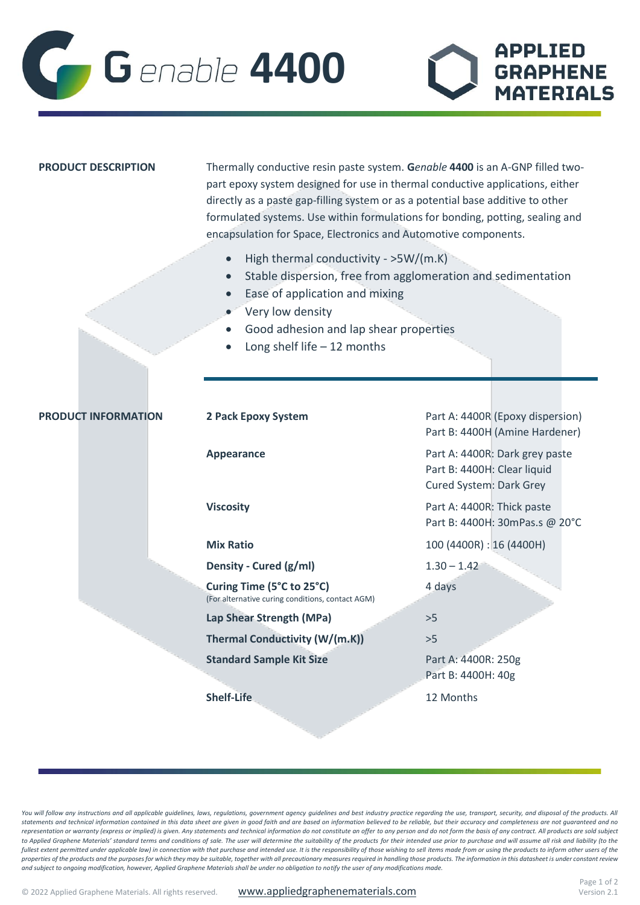# G*enable* 4400

APPLIED GRAPHENE MATERIALS

## PRODUCT DESCRIPTION

Thermally conductive resin paste system. **G***enable* **4400** is an A-GNP filled two-part epoxy system designed for use in thermal conductive applications, either directly as a paste gap-filling system or as a potential base additive to other formulated systems. Use within formulations for bonding, potting, sealing and encapsulation for Space, Electronics and Automotive components.

- High thermal conductivity - >5W/(m.K)
- Stable dispersion, free from agglomeration and sedimentation
- Ease of application and mixing
- Very low density
- Good adhesion and lap shear properties
- Long shelf life – 12 months

## PRODUCT INFORMATION

| Property | Value |
|---|---|
| **2 Pack Epoxy System** | Part A: 4400R (Epoxy dispersion)<br>Part B: 4400H (Amine Hardener) |
| **Appearance** | Part A: 4400R: Dark grey paste<br>Part B: 4400H: Clear liquid<br>Cured System: Dark Grey |
| **Viscosity** | Part A: 4400R: Thick paste<br>Part B: 4400H: 30mPas.s @ 20°C |
| **Mix Ratio** | 100 (4400R) : 16 (4400H) |
| **Density - Cured (g/ml)** | 1.30 – 1.42 |
| **Curing Time (5°C to 25°C)**<br>(For alternative curing conditions, contact AGM) | 4 days |
| **Lap Shear Strength (MPa)** | >5 |
| **Thermal Conductivity (W/(m.K))** | >5 |
| **Standard Sample Kit Size** | Part A: 4400R: 250g<br>Part B: 4400H: 40g |
| **Shelf-Life** | 12 Months |

*You will follow any instructions and all applicable guidelines, laws, regulations, government agency guidelines and best industry practice regarding the use, transport, security, and disposal of the products. All statements and technical information contained in this data sheet are given in good faith and are based on information believed to be reliable, but their accuracy and completeness are not guaranteed and no representation or warranty (express or implied) is given. Any statements and technical information do not constitute an offer to any person and do not form the basis of any contract. All products are sold subject to Applied Graphene Materials' standard terms and conditions of sale. The user will determine the suitability of the products for their intended use prior to purchase and will assume all risk and liability (to the fullest extent permitted under applicable law) in connection with that purchase and intended use. It is the responsibility of those wishing to sell items made from or using the products to inform other users of the properties of the products and the purposes for which they may be suitable, together with all precautionary measures required in handling those products. The information in this datasheet is under constant review and subject to ongoing modification, however, Applied Graphene Materials shall be under no obligation to notify the user of any modifications made.*

© 2022 Applied Graphene Materials. All rights reserved. www.appliedgraphenematerials.com

Version 2.1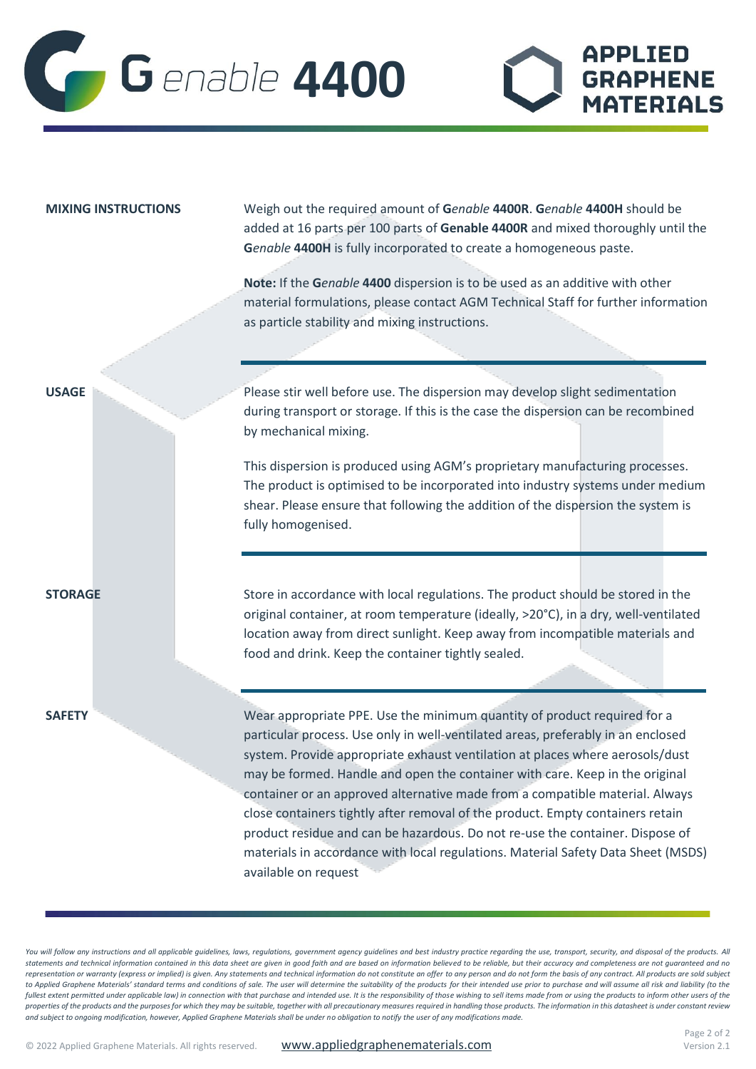## MIXING INSTRUCTIONS

Weigh out the required amount of **G***enable* **4400R**. **G***enable* **4400H** should be added at 16 parts per 100 parts of **Genable 4400R** and mixed thoroughly until the **G***enable* **4400H** is fully incorporated to create a homogeneous paste.

**Note:** If the **G***enable* **4400** dispersion is to be used as an additive with other material formulations, please contact AGM Technical Staff for further information as particle stability and mixing instructions.

## USAGE

Please stir well before use. The dispersion may develop slight sedimentation during transport or storage. If this is the case the dispersion can be recombined by mechanical mixing.

This dispersion is produced using AGM's proprietary manufacturing processes. The product is optimised to be incorporated into industry systems under medium shear. Please ensure that following the addition of the dispersion the system is fully homogenised.

## STORAGE

Store in accordance with local regulations. The product should be stored in the original container, at room temperature (ideally, >20°C), in a dry, well-ventilated location away from direct sunlight. Keep away from incompatible materials and food and drink. Keep the container tightly sealed.

## SAFETY

Wear appropriate PPE. Use the minimum quantity of product required for a particular process. Use only in well-ventilated areas, preferably in an enclosed system. Provide appropriate exhaust ventilation at places where aerosols/dust may be formed. Handle and open the container with care. Keep in the original container or an approved alternative made from a compatible material. Always close containers tightly after removal of the product. Empty containers retain product residue and can be hazardous. Do not re-use the container. Dispose of materials in accordance with local regulations. Material Safety Data Sheet (MSDS) available on request

*You will follow any instructions and all applicable guidelines, laws, regulations, government agency guidelines and best industry practice regarding the use, transport, security, and disposal of the products. All statements and technical information contained in this data sheet are given in good faith and are based on information believed to be reliable, but their accuracy and completeness are not guaranteed and no representation or warranty (express or implied) is given. Any statements and technical information do not constitute an offer to any person and do not form the basis of any contract. All products are sold subject to Applied Graphene Materials' standard terms and conditions of sale. The user will determine the suitability of the products for their intended use prior to purchase and will assume all risk and liability (to the fullest extent permitted under applicable law) in connection with that purchase and intended use. It is the responsibility of those wishing to sell items made from or using the products to inform other users of the properties of the products and the purposes for which they may be suitable, together with all precautionary measures required in handling those products. The information in this datasheet is under constant review and subject to ongoing modification, however, Applied Graphene Materials shall be under no obligation to notify the user of any modifications made.*

© 2022 Applied Graphene Materials. All rights reserved. www.appliedgraphenematerials.com

Version 2.1